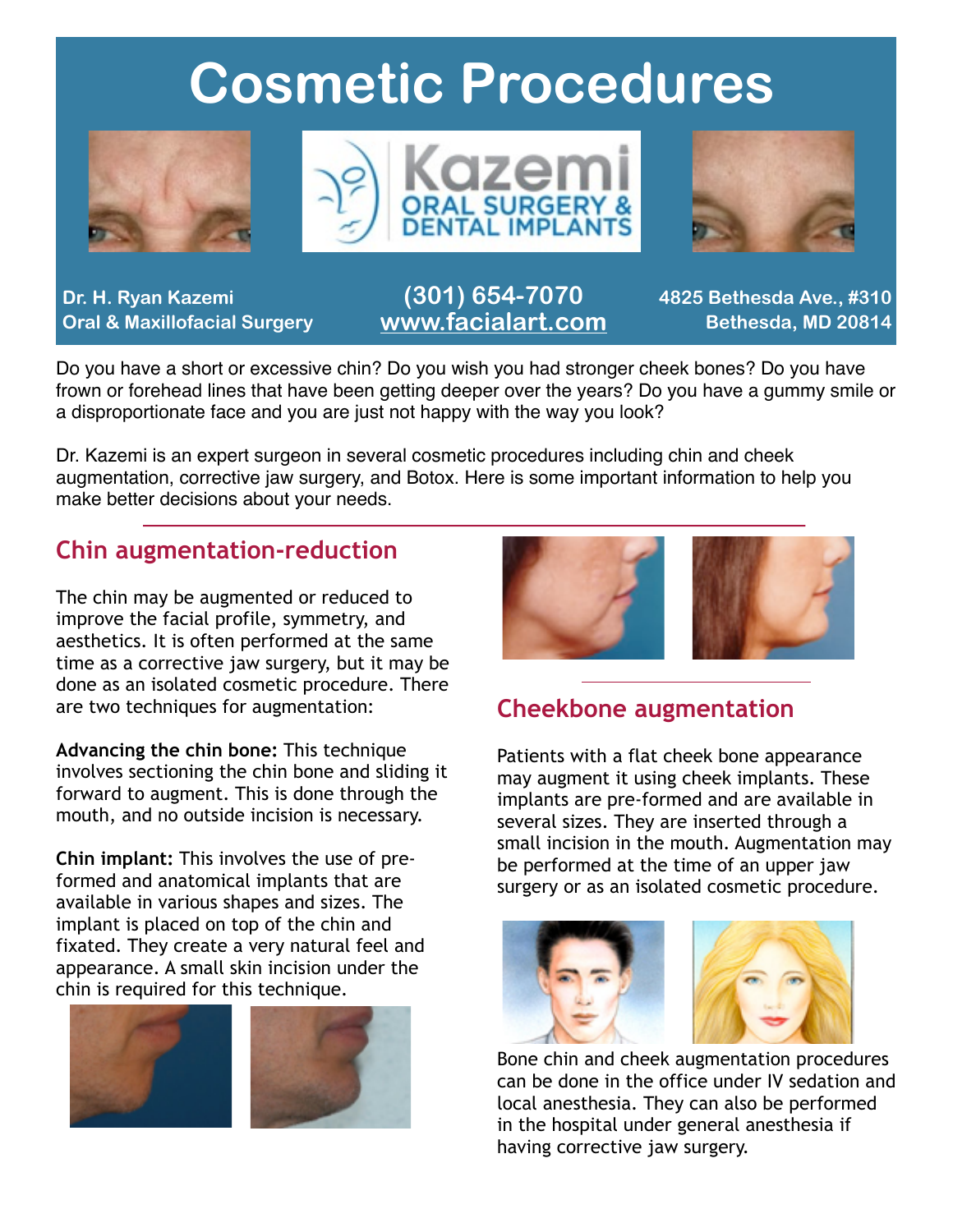# Cosmetic Procedures

Kazemi ORAL SURGERY & DENTAL IMPLANTS

**Dr. H. Ryan Kazemi**
**Oral & Maxillofacial Surgery**

**(301) 654-7070**
**www.facialart.com**

**4825 Bethesda Ave., #310**
**Bethesda, MD 20814**

Do you have a short or excessive chin? Do you wish you had stronger cheek bones? Do you have frown or forehead lines that have been getting deeper over the years? Do you have a gummy smile or a disproportionate face and you are just not happy with the way you look?

Dr. Kazemi is an expert surgeon in several cosmetic procedures including chin and cheek augmentation, corrective jaw surgery, and Botox. Here is some important information to help you make better decisions about your needs.

## Chin augmentation-reduction

The chin may be augmented or reduced to improve the facial profile, symmetry, and aesthetics. It is often performed at the same time as a corrective jaw surgery, but it may be done as an isolated cosmetic procedure. There are two techniques for augmentation:

**Advancing the chin bone:** This technique involves sectioning the chin bone and sliding it forward to augment. This is done through the mouth, and no outside incision is necessary.

**Chin implant:** This involves the use of pre-formed and anatomical implants that are available in various shapes and sizes. The implant is placed on top of the chin and fixated. They create a very natural feel and appearance. A small skin incision under the chin is required for this technique.

## Cheekbone augmentation

Patients with a flat cheek bone appearance may augment it using cheek implants. These implants are pre-formed and are available in several sizes. They are inserted through a small incision in the mouth. Augmentation may be performed at the time of an upper jaw surgery or as an isolated cosmetic procedure.

Bone chin and cheek augmentation procedures can be done in the office under IV sedation and local anesthesia. They can also be performed in the hospital under general anesthesia if having corrective jaw surgery.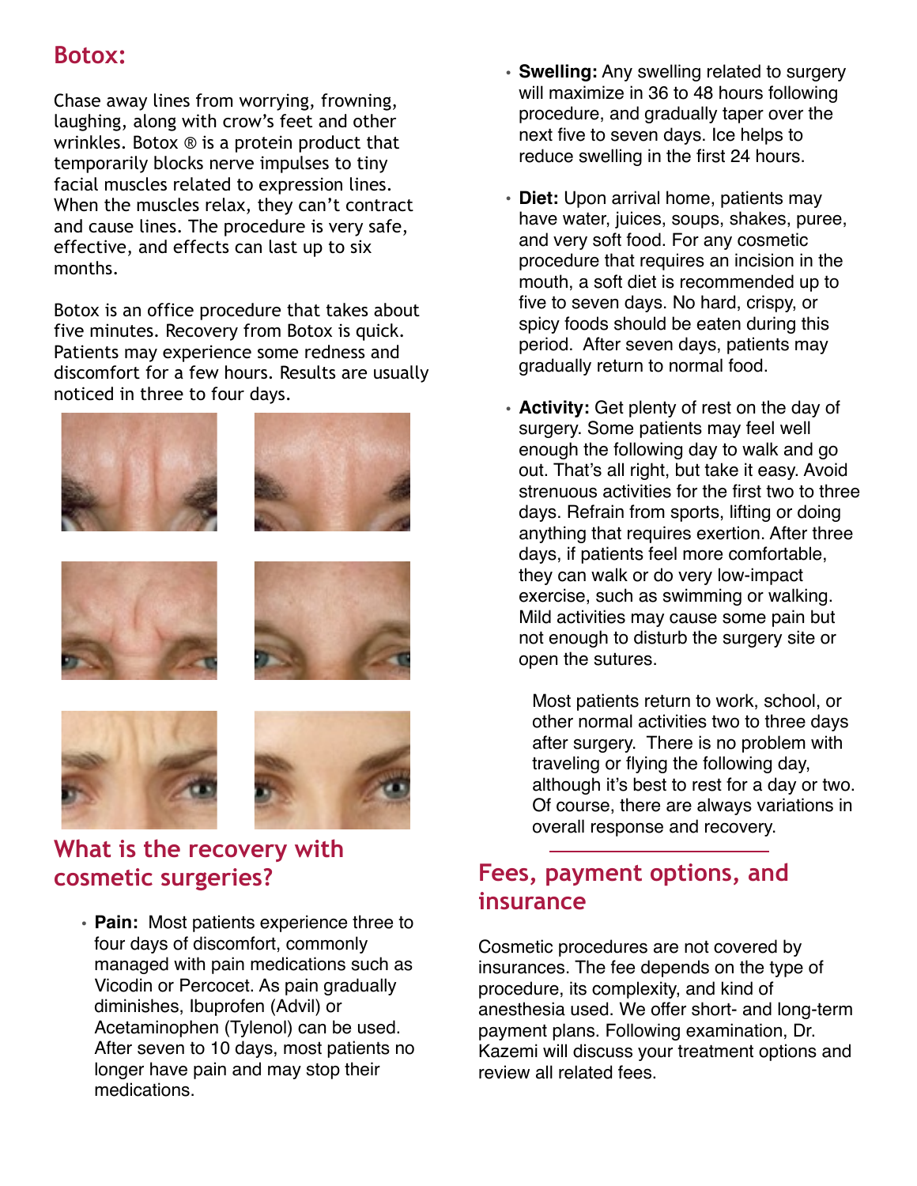## Botox:

Chase away lines from worrying, frowning, laughing, along with crow's feet and other wrinkles. Botox ® is a protein product that temporarily blocks nerve impulses to tiny facial muscles related to expression lines. When the muscles relax, they can't contract and cause lines. The procedure is very safe, effective, and effects can last up to six months.

Botox is an office procedure that takes about five minutes. Recovery from Botox is quick. Patients may experience some redness and discomfort for a few hours. Results are usually noticed in three to four days.

## What is the recovery with cosmetic surgeries?

- **Pain:** Most patients experience three to four days of discomfort, commonly managed with pain medications such as Vicodin or Percocet. As pain gradually diminishes, Ibuprofen (Advil) or Acetaminophen (Tylenol) can be used. After seven to 10 days, most patients no longer have pain and may stop their medications.
- **Swelling:** Any swelling related to surgery will maximize in 36 to 48 hours following procedure, and gradually taper over the next five to seven days. Ice helps to reduce swelling in the first 24 hours.
- **Diet:** Upon arrival home, patients may have water, juices, soups, shakes, puree, and very soft food. For any cosmetic procedure that requires an incision in the mouth, a soft diet is recommended up to five to seven days. No hard, crispy, or spicy foods should be eaten during this period. After seven days, patients may gradually return to normal food.
- **Activity:** Get plenty of rest on the day of surgery. Some patients may feel well enough the following day to walk and go out. That's all right, but take it easy. Avoid strenuous activities for the first two to three days. Refrain from sports, lifting or doing anything that requires exertion. After three days, if patients feel more comfortable, they can walk or do very low-impact exercise, such as swimming or walking. Mild activities may cause some pain but not enough to disturb the surgery site or open the sutures.

  Most patients return to work, school, or other normal activities two to three days after surgery. There is no problem with traveling or flying the following day, although it's best to rest for a day or two. Of course, there are always variations in overall response and recovery.

## Fees, payment options, and insurance

Cosmetic procedures are not covered by insurances. The fee depends on the type of procedure, its complexity, and kind of anesthesia used. We offer short- and long-term payment plans. Following examination, Dr. Kazemi will discuss your treatment options and review all related fees.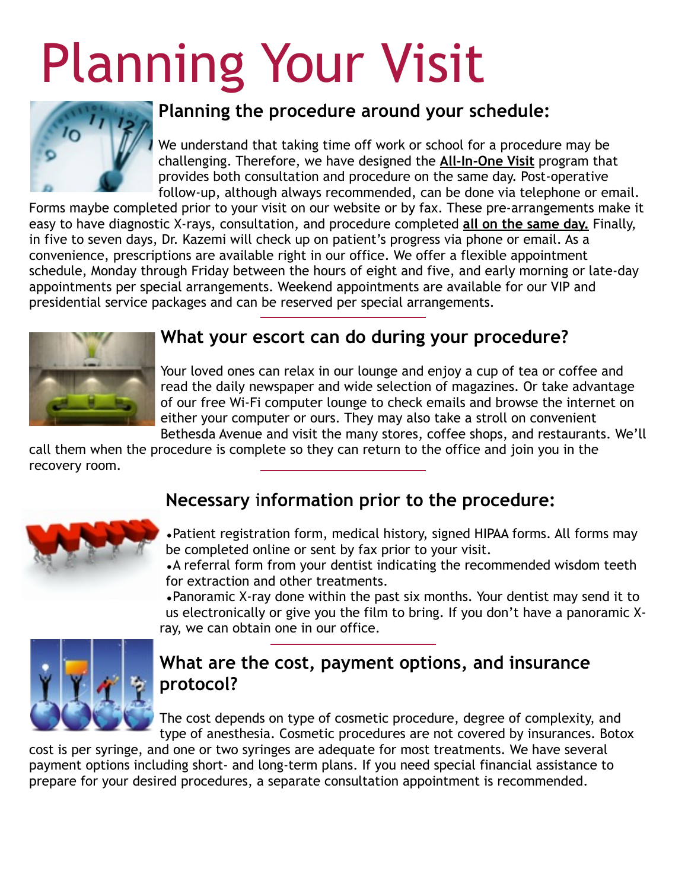# Planning Your Visit

## Planning the procedure around your schedule:

We understand that taking time off work or school for a procedure may be challenging. Therefore, we have designed the **All-In-One Visit** program that provides both consultation and procedure on the same day. Post-operative follow-up, although always recommended, can be done via telephone or email. Forms maybe completed prior to your visit on our website or by fax. These pre-arrangements make it easy to have diagnostic X-rays, consultation, and procedure completed **all on the same day.** Finally, in five to seven days, Dr. Kazemi will check up on patient's progress via phone or email. As a convenience, prescriptions are available right in our office. We offer a flexible appointment schedule, Monday through Friday between the hours of eight and five, and early morning or late-day appointments per special arrangements. Weekend appointments are available for our VIP and presidential service packages and can be reserved per special arrangements.

## What your escort can do during your procedure?

Your loved ones can relax in our lounge and enjoy a cup of tea or coffee and read the daily newspaper and wide selection of magazines. Or take advantage of our free Wi-Fi computer lounge to check emails and browse the internet on either your computer or ours. They may also take a stroll on convenient Bethesda Avenue and visit the many stores, coffee shops, and restaurants. We'll call them when the procedure is complete so they can return to the office and join you in the recovery room.

## Necessary information prior to the procedure:

- Patient registration form, medical history, signed HIPAA forms. All forms may be completed online or sent by fax prior to your visit.
- A referral form from your dentist indicating the recommended wisdom teeth for extraction and other treatments.
- Panoramic X-ray done within the past six months. Your dentist may send it to us electronically or give you the film to bring. If you don't have a panoramic X-ray, we can obtain one in our office.

## What are the cost, payment options, and insurance protocol?

The cost depends on type of cosmetic procedure, degree of complexity, and type of anesthesia. Cosmetic procedures are not covered by insurances. Botox cost is per syringe, and one or two syringes are adequate for most treatments. We have several payment options including short- and long-term plans. If you need special financial assistance to prepare for your desired procedures, a separate consultation appointment is recommended.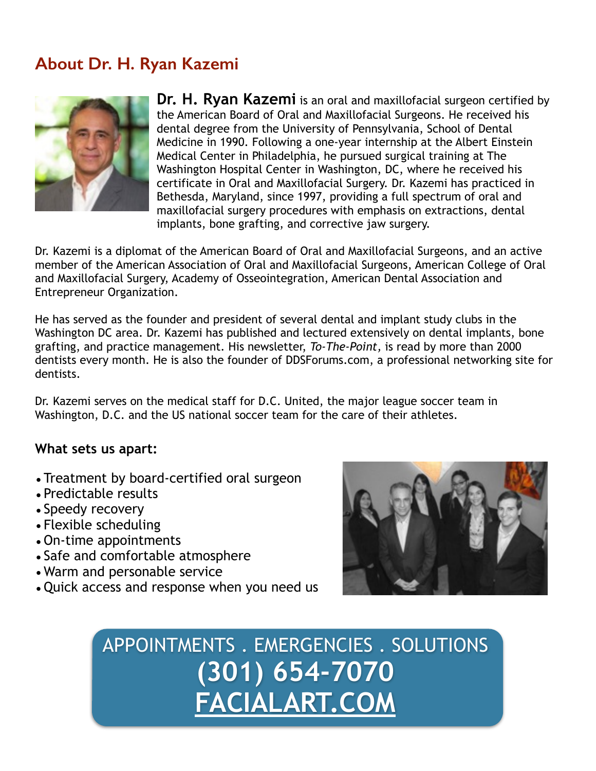## About Dr. H. Ryan Kazemi

**Dr. H. Ryan Kazemi** is an oral and maxillofacial surgeon certified by the American Board of Oral and Maxillofacial Surgeons. He received his dental degree from the University of Pennsylvania, School of Dental Medicine in 1990. Following a one-year internship at the Albert Einstein Medical Center in Philadelphia, he pursued surgical training at The Washington Hospital Center in Washington, DC, where he received his certificate in Oral and Maxillofacial Surgery. Dr. Kazemi has practiced in Bethesda, Maryland, since 1997, providing a full spectrum of oral and maxillofacial surgery procedures with emphasis on extractions, dental implants, bone grafting, and corrective jaw surgery.

Dr. Kazemi is a diplomat of the American Board of Oral and Maxillofacial Surgeons, and an active member of the American Association of Oral and Maxillofacial Surgeons, American College of Oral and Maxillofacial Surgery, Academy of Osseointegration, American Dental Association and Entrepreneur Organization.

He has served as the founder and president of several dental and implant study clubs in the Washington DC area. Dr. Kazemi has published and lectured extensively on dental implants, bone grafting, and practice management. His newsletter, *To-The-Point,* is read by more than 2000 dentists every month. He is also the founder of DDSForums.com, a professional networking site for dentists.

Dr. Kazemi serves on the medical staff for D.C. United, the major league soccer team in Washington, D.C. and the US national soccer team for the care of their athletes.

**What sets us apart:**

- Treatment by board-certified oral surgeon
- Predictable results
- Speedy recovery
- Flexible scheduling
- On-time appointments
- Safe and comfortable atmosphere
- Warm and personable service
- Quick access and response when you need us

APPOINTMENTS . EMERGENCIES . SOLUTIONS

**(301) 654-7070**

**FACIALART.COM**